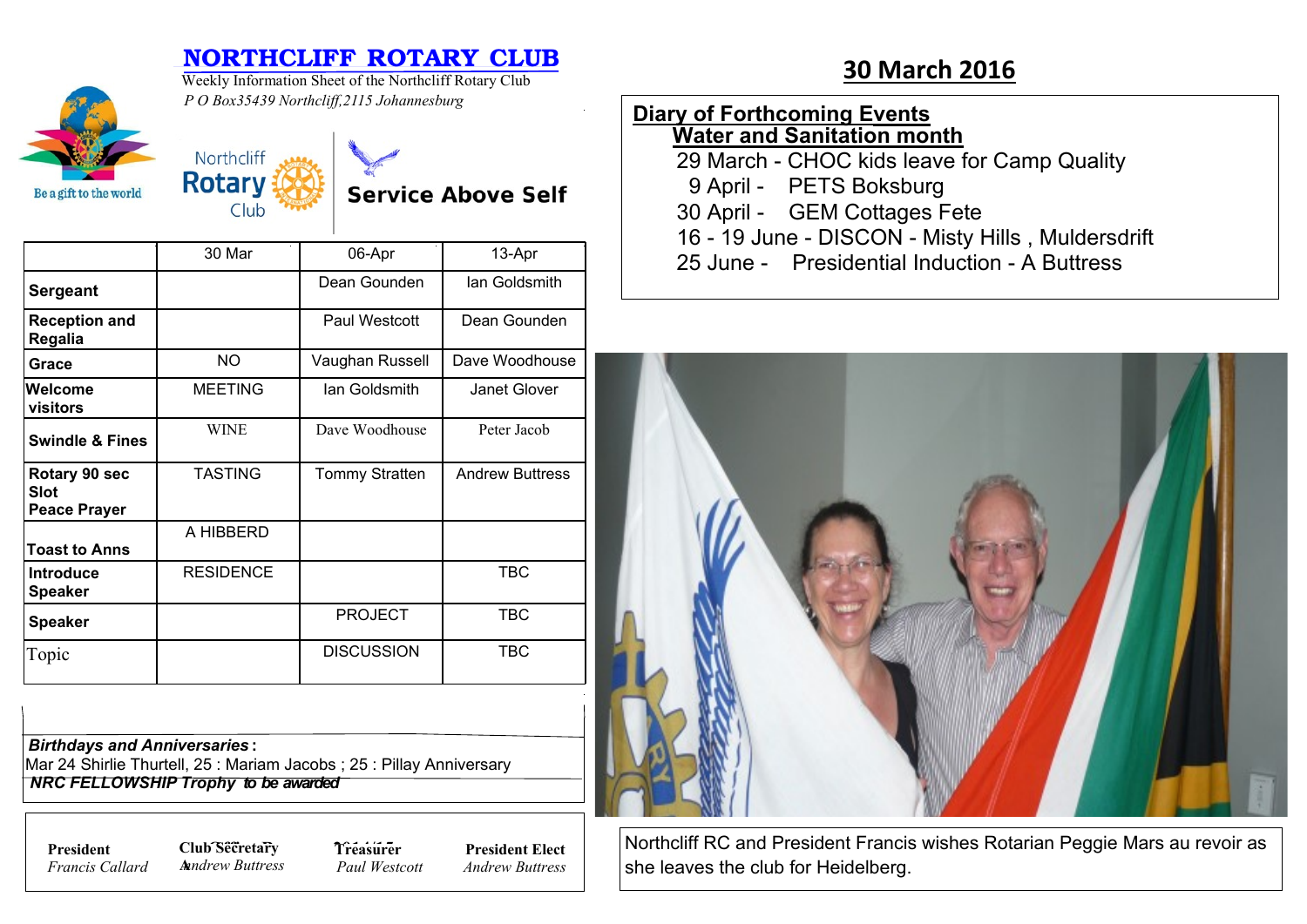# NORTHCLIFF ROTARY CLUB

Weekly Information Sheet of the Northcliff Rotary Club

*P O Box35439 Northcliff,2115 Johannesburg*

Be a gift to the world

Northcliff Rotary Club

**Service Above Self**

## 30 March 2016

| | 30 Mar | 06-Apr | 13-Apr |
|---|---|---|---|
| **Sergeant** | | Dean Gounden | Ian Goldsmith |
| **Reception and Regalia** | | Paul Westcott | Dean Gounden |
| **Grace** | NO | Vaughan Russell | Dave Woodhouse |
| **Welcome visitors** | MEETING | Ian Goldsmith | Janet Glover |
| **Swindle & Fines** | WINE | Dave Woodhouse | Peter Jacob |
| **Rotary 90 sec Slot Peace Prayer** | TASTING | Tommy Stratten | Andrew Buttress |
| **Toast to Anns** | A HIBBERD | | |
| **Introduce Speaker** | RESIDENCE | | TBC |
| **Speaker** | | PROJECT | TBC |
| Topic | | DISCUSSION | TBC |

***Birthdays and Anniversaries*:**
Mar 24 Shirlie Thurtell, 25 : Mariam Jacobs ; 25 : Pillay Anniversary

***NRC FELLOWSHIP Trophy** to be awarded*

**President** *Francis Callard*
**Club Secretary** *Andrew Buttress*
**Treasurer** *Paul Westcott*
**President Elect** *Andrew Buttress*

## Diary of Forthcoming Events

### Water and Sanitation month

29 March - CHOC kids leave for Camp Quality
9 April - PETS Boksburg
30 April - GEM Cottages Fete
16 - 19 June - DISCON - Misty Hills , Muldersdrift
25 June - Presidential Induction - A Buttress

Northcliff RC and President Francis wishes Rotarian Peggie Mars au revoir as she leaves the club for Heidelberg.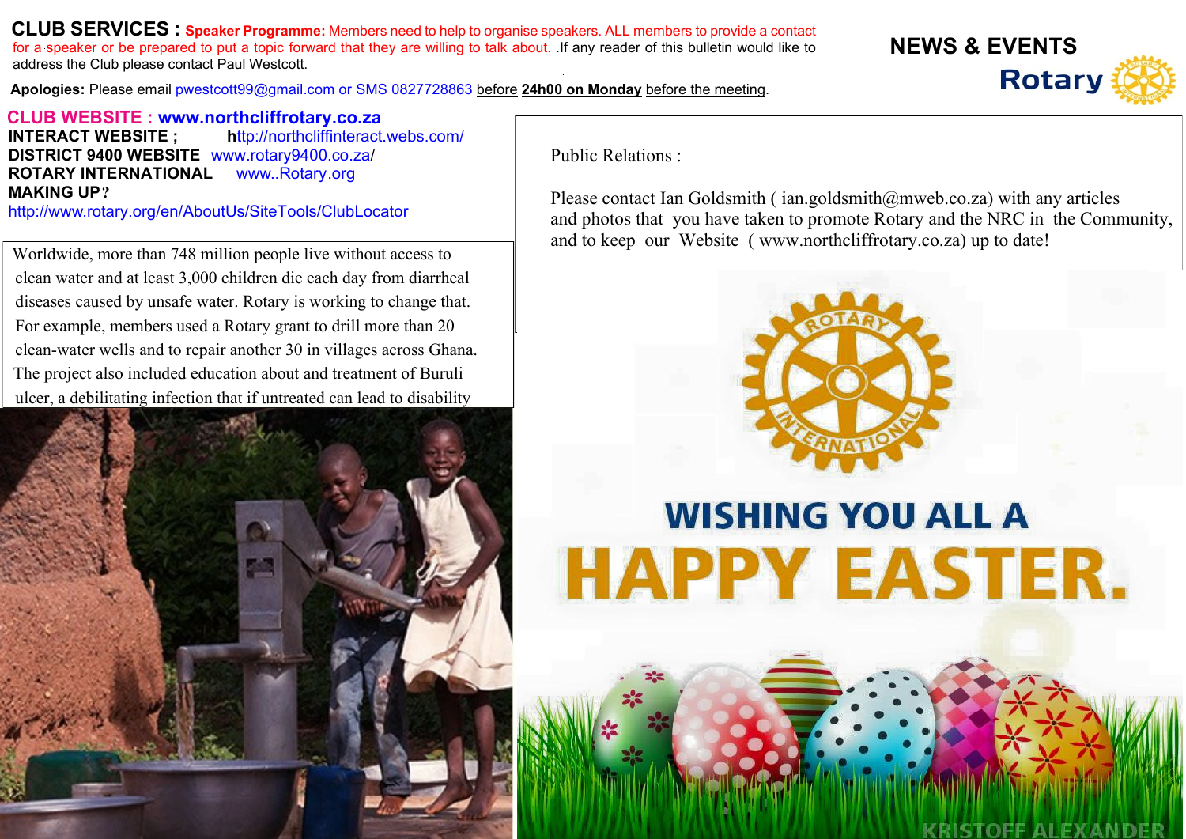**CLUB SERVICES :** **Speaker Programme:** Members need to help to organise speakers. ALL members to provide a contact for a speaker or be prepared to put a topic forward that they are willing to talk about. .If any reader of this bulletin would like to address the Club please contact Paul Westcott.

**Apologies:** Please email pwestcott99@gmail.com or SMS 0827728863 before **24h00 on Monday** before the meeting.

## NEWS & EVENTS

Rotary

**CLUB WEBSITE : www.northcliffrotary.co.za**
**INTERACT WEBSITE ;** http://northcliffinteract.webs.com/
**DISTRICT 9400 WEBSITE** www.rotary9400.co.za/
**ROTARY INTERNATIONAL** www..Rotary.org
**MAKING UP?**
http://www.rotary.org/en/AboutUs/SiteTools/ClubLocator

Worldwide, more than 748 million people live without access to clean water and at least 3,000 children die each day from diarrheal diseases caused by unsafe water. Rotary is working to change that. For example, members used a Rotary grant to drill more than 20 clean-water wells and to repair another 30 in villages across Ghana. The project also included education about and treatment of Buruli ulcer, a debilitating infection that if untreated can lead to disability

Public Relations :

Please contact Ian Goldsmith ( ian.goldsmith@mweb.co.za) with any articles and photos that you have taken to promote Rotary and the NRC in the Community, and to keep our Website ( www.northcliffrotary.co.za) up to date!

WISHING YOU ALL A HAPPY EASTER.